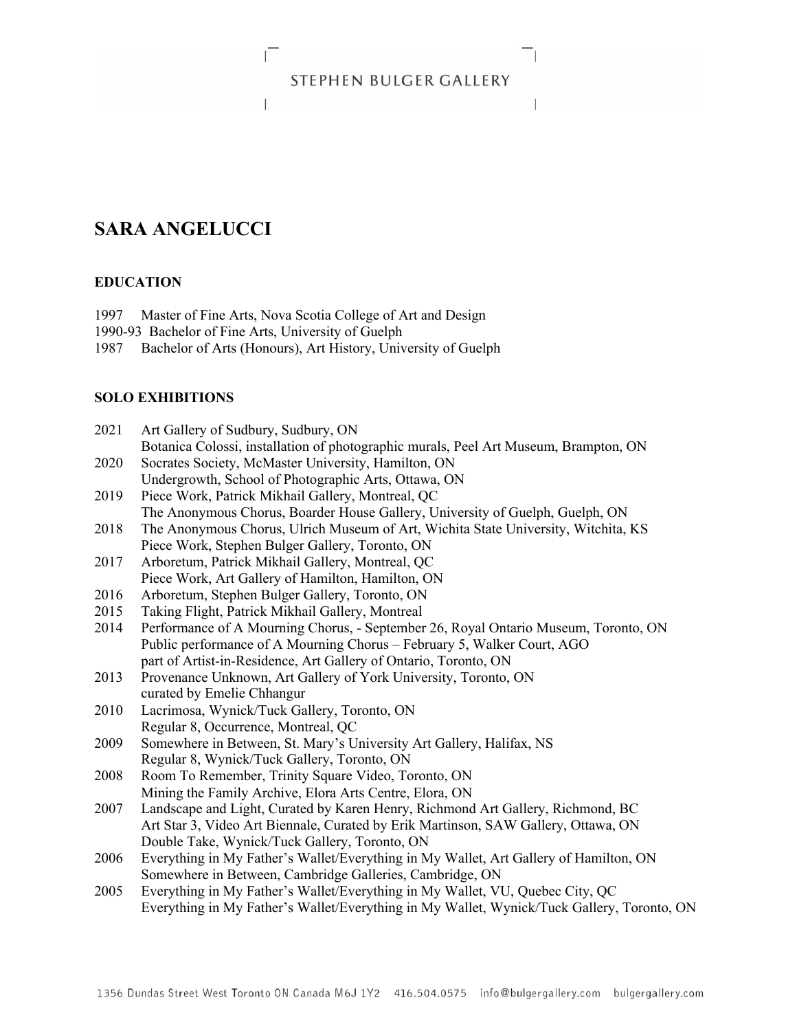# SARA ANGELUCCI

## EDUCATION

1997 Master of Fine Arts, Nova Scotia College of Art and Design
1990-93 Bachelor of Fine Arts, University of Guelph
1987 Bachelor of Arts (Honours), Art History, University of Guelph

## SOLO EXHIBITIONS

2021 Art Gallery of Sudbury, Sudbury, ON
Botanica Colossi, installation of photographic murals, Peel Art Museum, Brampton, ON
2020 Socrates Society, McMaster University, Hamilton, ON
Undergrowth, School of Photographic Arts, Ottawa, ON
2019 Piece Work, Patrick Mikhail Gallery, Montreal, QC
The Anonymous Chorus, Boarder House Gallery, University of Guelph, Guelph, ON
2018 The Anonymous Chorus, Ulrich Museum of Art, Wichita State University, Witchita, KS
Piece Work, Stephen Bulger Gallery, Toronto, ON
2017 Arboretum, Patrick Mikhail Gallery, Montreal, QC
Piece Work, Art Gallery of Hamilton, Hamilton, ON
2016 Arboretum, Stephen Bulger Gallery, Toronto, ON
2015 Taking Flight, Patrick Mikhail Gallery, Montreal
2014 Performance of A Mourning Chorus, - September 26, Royal Ontario Museum, Toronto, ON
Public performance of A Mourning Chorus – February 5, Walker Court, AGO
part of Artist-in-Residence, Art Gallery of Ontario, Toronto, ON
2013 Provenance Unknown, Art Gallery of York University, Toronto, ON
curated by Emelie Chhangur
2010 Lacrimosa, Wynick/Tuck Gallery, Toronto, ON
Regular 8, Occurrence, Montreal, QC
2009 Somewhere in Between, St. Mary's University Art Gallery, Halifax, NS
Regular 8, Wynick/Tuck Gallery, Toronto, ON
2008 Room To Remember, Trinity Square Video, Toronto, ON
Mining the Family Archive, Elora Arts Centre, Elora, ON
2007 Landscape and Light, Curated by Karen Henry, Richmond Art Gallery, Richmond, BC
Art Star 3, Video Art Biennale, Curated by Erik Martinson, SAW Gallery, Ottawa, ON
Double Take, Wynick/Tuck Gallery, Toronto, ON
2006 Everything in My Father's Wallet/Everything in My Wallet, Art Gallery of Hamilton, ON
Somewhere in Between, Cambridge Galleries, Cambridge, ON
2005 Everything in My Father's Wallet/Everything in My Wallet, VU, Quebec City, QC
Everything in My Father's Wallet/Everything in My Wallet, Wynick/Tuck Gallery, Toronto, ON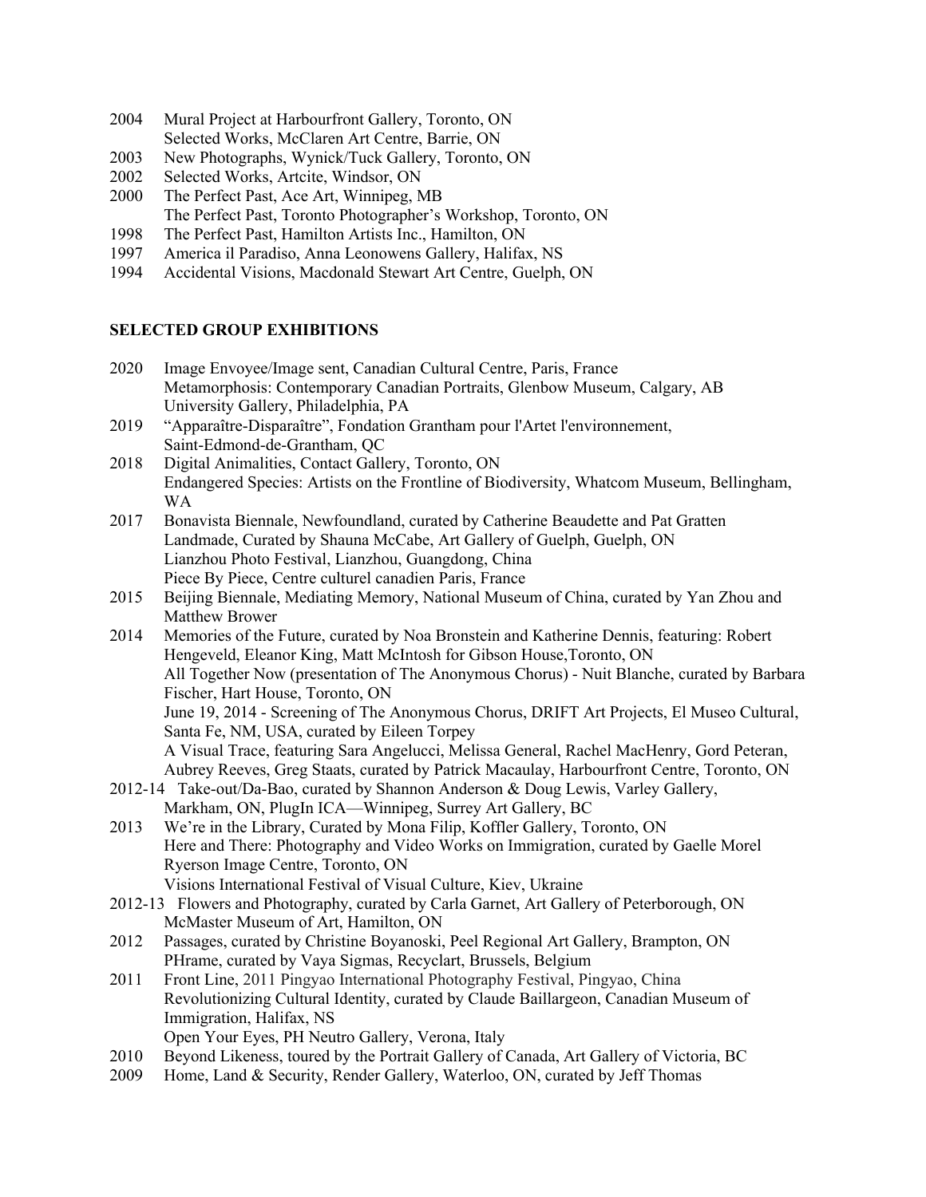2004 Mural Project at Harbourfront Gallery, Toronto, ON
Selected Works, McClaren Art Centre, Barrie, ON
2003 New Photographs, Wynick/Tuck Gallery, Toronto, ON
2002 Selected Works, Artcite, Windsor, ON
2000 The Perfect Past, Ace Art, Winnipeg, MB
The Perfect Past, Toronto Photographer's Workshop, Toronto, ON
1998 The Perfect Past, Hamilton Artists Inc., Hamilton, ON
1997 America il Paradiso, Anna Leonowens Gallery, Halifax, NS
1994 Accidental Visions, Macdonald Stewart Art Centre, Guelph, ON

**SELECTED GROUP EXHIBITIONS**

2020 Image Envoyee/Image sent, Canadian Cultural Centre, Paris, France
Metamorphosis: Contemporary Canadian Portraits, Glenbow Museum, Calgary, AB
University Gallery, Philadelphia, PA
2019 "Apparaître-Disparaître", Fondation Grantham pour l'Artet l'environnement, Saint-Edmond-de-Grantham, QC
2018 Digital Animalities, Contact Gallery, Toronto, ON
Endangered Species: Artists on the Frontline of Biodiversity, Whatcom Museum, Bellingham, WA
2017 Bonavista Biennale, Newfoundland, curated by Catherine Beaudette and Pat Gratten
Landmade, Curated by Shauna McCabe, Art Gallery of Guelph, Guelph, ON
Lianzhou Photo Festival, Lianzhou, Guangdong, China
Piece By Piece, Centre culturel canadien Paris, France
2015 Beijing Biennale, Mediating Memory, National Museum of China, curated by Yan Zhou and Matthew Brower
2014 Memories of the Future, curated by Noa Bronstein and Katherine Dennis, featuring: Robert Hengeveld, Eleanor King, Matt McIntosh for Gibson House,Toronto, ON
All Together Now (presentation of The Anonymous Chorus) - Nuit Blanche, curated by Barbara Fischer, Hart House, Toronto, ON
June 19, 2014 - Screening of The Anonymous Chorus, DRIFT Art Projects, El Museo Cultural, Santa Fe, NM, USA, curated by Eileen Torpey
A Visual Trace, featuring Sara Angelucci, Melissa General, Rachel MacHenry, Gord Peteran, Aubrey Reeves, Greg Staats, curated by Patrick Macaulay, Harbourfront Centre, Toronto, ON
2012-14 Take-out/Da-Bao, curated by Shannon Anderson & Doug Lewis, Varley Gallery, Markham, ON, PlugIn ICA—Winnipeg, Surrey Art Gallery, BC
2013 We're in the Library, Curated by Mona Filip, Koffler Gallery, Toronto, ON
Here and There: Photography and Video Works on Immigration, curated by Gaelle Morel Ryerson Image Centre, Toronto, ON
Visions International Festival of Visual Culture, Kiev, Ukraine
2012-13 Flowers and Photography, curated by Carla Garnet, Art Gallery of Peterborough, ON
McMaster Museum of Art, Hamilton, ON
2012 Passages, curated by Christine Boyanoski, Peel Regional Art Gallery, Brampton, ON
PHrame, curated by Vaya Sigmas, Recyclart, Brussels, Belgium
2011 Front Line, 2011 Pingyao International Photography Festival, Pingyao, China
Revolutionizing Cultural Identity, curated by Claude Baillargeon, Canadian Museum of Immigration, Halifax, NS
Open Your Eyes, PH Neutro Gallery, Verona, Italy
2010 Beyond Likeness, toured by the Portrait Gallery of Canada, Art Gallery of Victoria, BC
2009 Home, Land & Security, Render Gallery, Waterloo, ON, curated by Jeff Thomas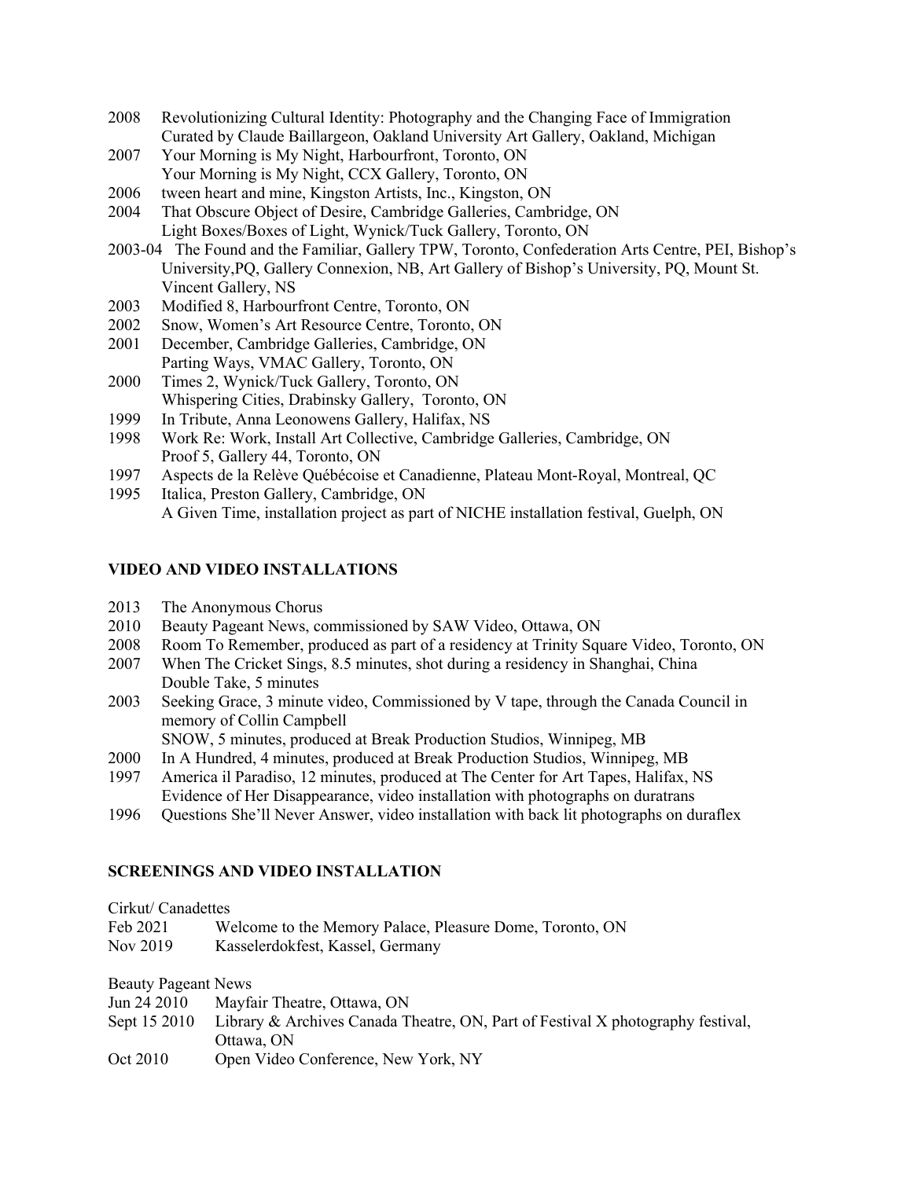2008 Revolutionizing Cultural Identity: Photography and the Changing Face of Immigration
Curated by Claude Baillargeon, Oakland University Art Gallery, Oakland, Michigan

2007 Your Morning is My Night, Harbourfront, Toronto, ON
Your Morning is My Night, CCX Gallery, Toronto, ON

2006 tween heart and mine, Kingston Artists, Inc., Kingston, ON

2004 That Obscure Object of Desire, Cambridge Galleries, Cambridge, ON
Light Boxes/Boxes of Light, Wynick/Tuck Gallery, Toronto, ON

2003-04 The Found and the Familiar, Gallery TPW, Toronto, Confederation Arts Centre, PEI, Bishop's University,PQ, Gallery Connexion, NB, Art Gallery of Bishop's University, PQ, Mount St. Vincent Gallery, NS

2003 Modified 8, Harbourfront Centre, Toronto, ON

2002 Snow, Women's Art Resource Centre, Toronto, ON

2001 December, Cambridge Galleries, Cambridge, ON
Parting Ways, VMAC Gallery, Toronto, ON

2000 Times 2, Wynick/Tuck Gallery, Toronto, ON
Whispering Cities, Drabinsky Gallery, Toronto, ON

1999 In Tribute, Anna Leonowens Gallery, Halifax, NS

1998 Work Re: Work, Install Art Collective, Cambridge Galleries, Cambridge, ON
Proof 5, Gallery 44, Toronto, ON

1997 Aspects de la Relève Québécoise et Canadienne, Plateau Mont-Royal, Montreal, QC

1995 Italica, Preston Gallery, Cambridge, ON
A Given Time, installation project as part of NICHE installation festival, Guelph, ON

## VIDEO AND VIDEO INSTALLATIONS

2013 The Anonymous Chorus

2010 Beauty Pageant News, commissioned by SAW Video, Ottawa, ON

2008 Room To Remember, produced as part of a residency at Trinity Square Video, Toronto, ON

2007 When The Cricket Sings, 8.5 minutes, shot during a residency in Shanghai, China
Double Take, 5 minutes

2003 Seeking Grace, 3 minute video, Commissioned by V tape, through the Canada Council in memory of Collin Campbell
SNOW, 5 minutes, produced at Break Production Studios, Winnipeg, MB

2000 In A Hundred, 4 minutes, produced at Break Production Studios, Winnipeg, MB

1997 America il Paradiso, 12 minutes, produced at The Center for Art Tapes, Halifax, NS
Evidence of Her Disappearance, video installation with photographs on duratrans

1996 Questions She'll Never Answer, video installation with back lit photographs on duraflex

## SCREENINGS AND VIDEO INSTALLATION

Cirkut/ Canadettes

Feb 2021 Welcome to the Memory Palace, Pleasure Dome, Toronto, ON

Nov 2019 Kasselerdokfest, Kassel, Germany

Beauty Pageant News

Jun 24 2010 Mayfair Theatre, Ottawa, ON

Sept 15 2010 Library & Archives Canada Theatre, ON, Part of Festival X photography festival, Ottawa, ON

Oct 2010 Open Video Conference, New York, NY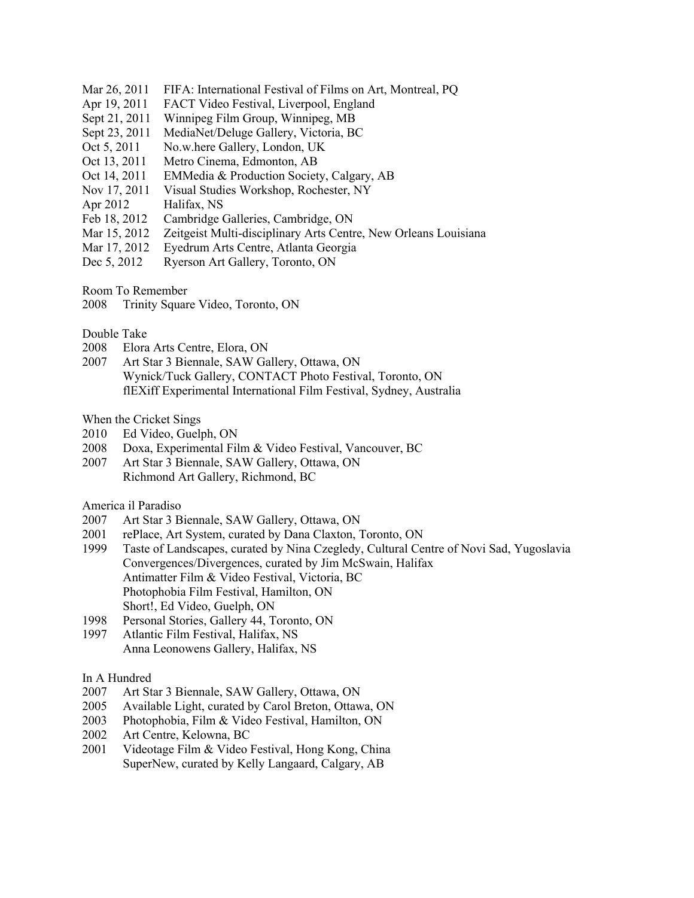Mar 26, 2011 FIFA: International Festival of Films on Art, Montreal, PQ
Apr 19, 2011 FACT Video Festival, Liverpool, England
Sept 21, 2011 Winnipeg Film Group, Winnipeg, MB
Sept 23, 2011 MediaNet/Deluge Gallery, Victoria, BC
Oct 5, 2011 No.w.here Gallery, London, UK
Oct 13, 2011 Metro Cinema, Edmonton, AB
Oct 14, 2011 EMMedia & Production Society, Calgary, AB
Nov 17, 2011 Visual Studies Workshop, Rochester, NY
Apr 2012 Halifax, NS
Feb 18, 2012 Cambridge Galleries, Cambridge, ON
Mar 15, 2012 Zeitgeist Multi-disciplinary Arts Centre, New Orleans Louisiana
Mar 17, 2012 Eyedrum Arts Centre, Atlanta Georgia
Dec 5, 2012 Ryerson Art Gallery, Toronto, ON

Room To Remember
2008 Trinity Square Video, Toronto, ON

Double Take
2008 Elora Arts Centre, Elora, ON
2007 Art Star 3 Biennale, SAW Gallery, Ottawa, ON
Wynick/Tuck Gallery, CONTACT Photo Festival, Toronto, ON
flEXiff Experimental International Film Festival, Sydney, Australia

When the Cricket Sings
2010 Ed Video, Guelph, ON
2008 Doxa, Experimental Film & Video Festival, Vancouver, BC
2007 Art Star 3 Biennale, SAW Gallery, Ottawa, ON
Richmond Art Gallery, Richmond, BC

America il Paradiso
2007 Art Star 3 Biennale, SAW Gallery, Ottawa, ON
2001 rePlace, Art System, curated by Dana Claxton, Toronto, ON
1999 Taste of Landscapes, curated by Nina Czegledy, Cultural Centre of Novi Sad, Yugoslavia
Convergences/Divergences, curated by Jim McSwain, Halifax
Antimatter Film & Video Festival, Victoria, BC
Photophobia Film Festival, Hamilton, ON
Short!, Ed Video, Guelph, ON
1998 Personal Stories, Gallery 44, Toronto, ON
1997 Atlantic Film Festival, Halifax, NS
Anna Leonowens Gallery, Halifax, NS

In A Hundred
2007 Art Star 3 Biennale, SAW Gallery, Ottawa, ON
2005 Available Light, curated by Carol Breton, Ottawa, ON
2003 Photophobia, Film & Video Festival, Hamilton, ON
2002 Art Centre, Kelowna, BC
2001 Videotage Film & Video Festival, Hong Kong, China
SuperNew, curated by Kelly Langaard, Calgary, AB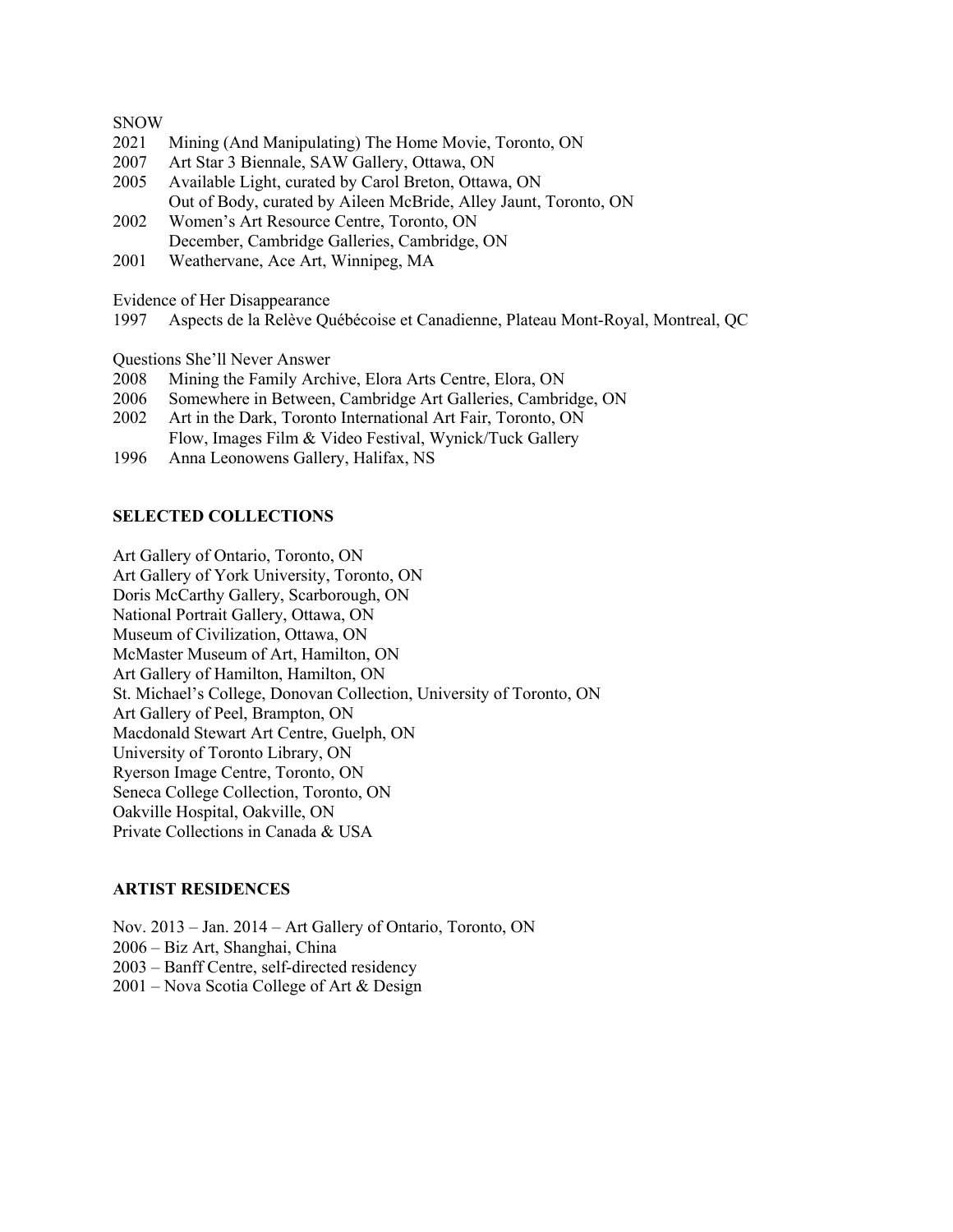SNOW

2021 Mining (And Manipulating) The Home Movie, Toronto, ON
2007 Art Star 3 Biennale, SAW Gallery, Ottawa, ON
2005 Available Light, curated by Carol Breton, Ottawa, ON
     Out of Body, curated by Aileen McBride, Alley Jaunt, Toronto, ON
2002 Women's Art Resource Centre, Toronto, ON
     December, Cambridge Galleries, Cambridge, ON
2001 Weathervane, Ace Art, Winnipeg, MA

Evidence of Her Disappearance

1997 Aspects de la Relève Québécoise et Canadienne, Plateau Mont-Royal, Montreal, QC

Questions She'll Never Answer

2008 Mining the Family Archive, Elora Arts Centre, Elora, ON
2006 Somewhere in Between, Cambridge Art Galleries, Cambridge, ON
2002 Art in the Dark, Toronto International Art Fair, Toronto, ON
     Flow, Images Film & Video Festival, Wynick/Tuck Gallery
1996 Anna Leonowens Gallery, Halifax, NS

**SELECTED COLLECTIONS**

Art Gallery of Ontario, Toronto, ON
Art Gallery of York University, Toronto, ON
Doris McCarthy Gallery, Scarborough, ON
National Portrait Gallery, Ottawa, ON
Museum of Civilization, Ottawa, ON
McMaster Museum of Art, Hamilton, ON
Art Gallery of Hamilton, Hamilton, ON
St. Michael's College, Donovan Collection, University of Toronto, ON
Art Gallery of Peel, Brampton, ON
Macdonald Stewart Art Centre, Guelph, ON
University of Toronto Library, ON
Ryerson Image Centre, Toronto, ON
Seneca College Collection, Toronto, ON
Oakville Hospital, Oakville, ON
Private Collections in Canada & USA

**ARTIST RESIDENCES**

Nov. 2013 – Jan. 2014 – Art Gallery of Ontario, Toronto, ON
2006 – Biz Art, Shanghai, China
2003 – Banff Centre, self-directed residency
2001 – Nova Scotia College of Art & Design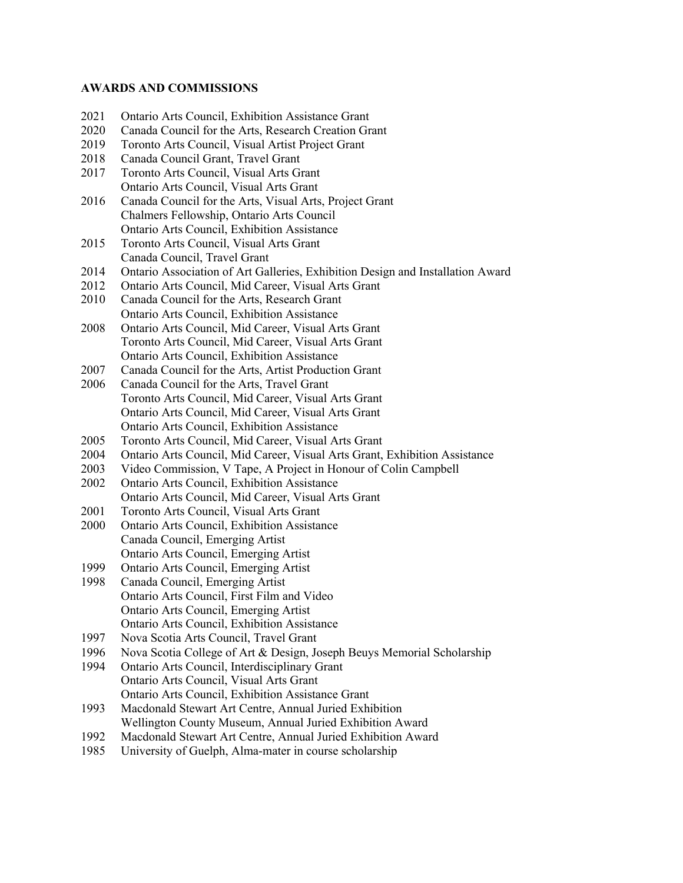**AWARDS AND COMMISSIONS**

2021 Ontario Arts Council, Exhibition Assistance Grant
2020 Canada Council for the Arts, Research Creation Grant
2019 Toronto Arts Council, Visual Artist Project Grant
2018 Canada Council Grant, Travel Grant
2017 Toronto Arts Council, Visual Arts Grant
Ontario Arts Council, Visual Arts Grant
2016 Canada Council for the Arts, Visual Arts, Project Grant
Chalmers Fellowship, Ontario Arts Council
Ontario Arts Council, Exhibition Assistance
2015 Toronto Arts Council, Visual Arts Grant
Canada Council, Travel Grant
2014 Ontario Association of Art Galleries, Exhibition Design and Installation Award
2012 Ontario Arts Council, Mid Career, Visual Arts Grant
2010 Canada Council for the Arts, Research Grant
Ontario Arts Council, Exhibition Assistance
2008 Ontario Arts Council, Mid Career, Visual Arts Grant
Toronto Arts Council, Mid Career, Visual Arts Grant
Ontario Arts Council, Exhibition Assistance
2007 Canada Council for the Arts, Artist Production Grant
2006 Canada Council for the Arts, Travel Grant
Toronto Arts Council, Mid Career, Visual Arts Grant
Ontario Arts Council, Mid Career, Visual Arts Grant
Ontario Arts Council, Exhibition Assistance
2005 Toronto Arts Council, Mid Career, Visual Arts Grant
2004 Ontario Arts Council, Mid Career, Visual Arts Grant, Exhibition Assistance
2003 Video Commission, V Tape, A Project in Honour of Colin Campbell
2002 Ontario Arts Council, Exhibition Assistance
Ontario Arts Council, Mid Career, Visual Arts Grant
2001 Toronto Arts Council, Visual Arts Grant
2000 Ontario Arts Council, Exhibition Assistance
Canada Council, Emerging Artist
Ontario Arts Council, Emerging Artist
1999 Ontario Arts Council, Emerging Artist
1998 Canada Council, Emerging Artist
Ontario Arts Council, First Film and Video
Ontario Arts Council, Emerging Artist
Ontario Arts Council, Exhibition Assistance
1997 Nova Scotia Arts Council, Travel Grant
1996 Nova Scotia College of Art & Design, Joseph Beuys Memorial Scholarship
1994 Ontario Arts Council, Interdisciplinary Grant
Ontario Arts Council, Visual Arts Grant
Ontario Arts Council, Exhibition Assistance Grant
1993 Macdonald Stewart Art Centre, Annual Juried Exhibition
Wellington County Museum, Annual Juried Exhibition Award
1992 Macdonald Stewart Art Centre, Annual Juried Exhibition Award
1985 University of Guelph, Alma-mater in course scholarship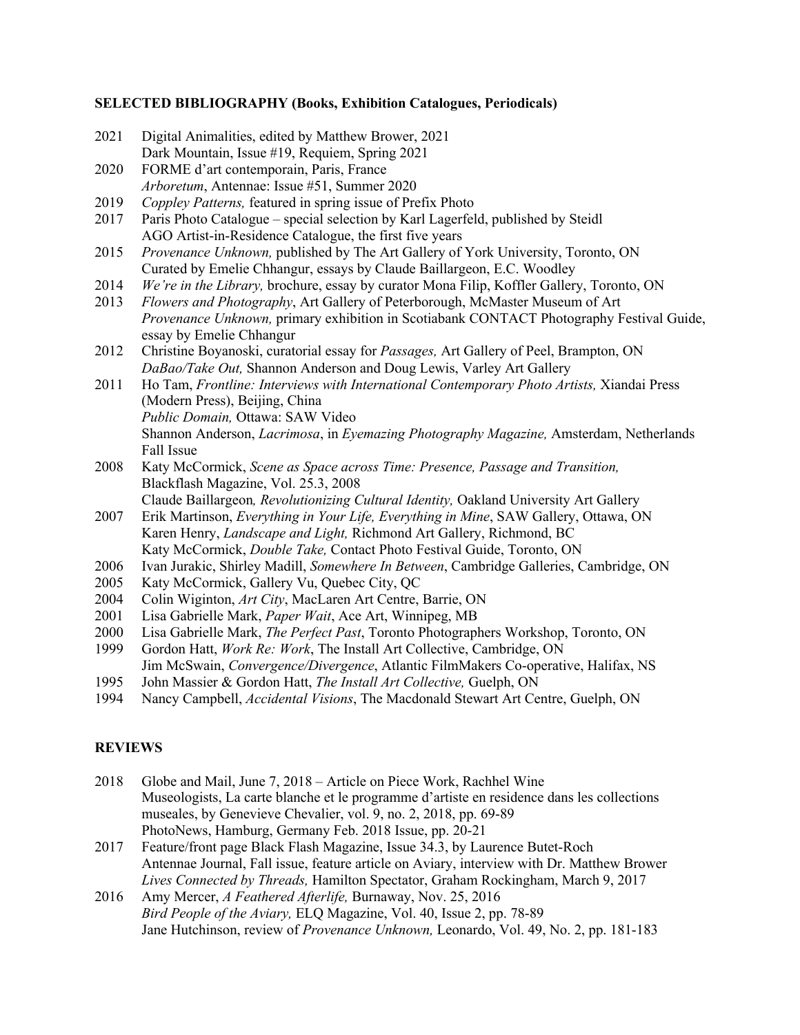**SELECTED BIBLIOGRAPHY (Books, Exhibition Catalogues, Periodicals)**

2021 Digital Animalities, edited by Matthew Brower, 2021
Dark Mountain, Issue #19, Requiem, Spring 2021

2020 FORME d'art contemporain, Paris, France
*Arboretum*, Antennae: Issue #51, Summer 2020

2019 *Coppley Patterns,* featured in spring issue of Prefix Photo

2017 Paris Photo Catalogue – special selection by Karl Lagerfeld, published by Steidl
AGO Artist-in-Residence Catalogue, the first five years

2015 *Provenance Unknown,* published by The Art Gallery of York University, Toronto, ON
Curated by Emelie Chhangur, essays by Claude Baillargeon, E.C. Woodley

2014 *We're in the Library,* brochure, essay by curator Mona Filip, Koffler Gallery, Toronto, ON

2013 *Flowers and Photography*, Art Gallery of Peterborough, McMaster Museum of Art
*Provenance Unknown,* primary exhibition in Scotiabank CONTACT Photography Festival Guide, essay by Emelie Chhangur

2012 Christine Boyanoski, curatorial essay for *Passages,* Art Gallery of Peel, Brampton, ON
*DaBao/Take Out,* Shannon Anderson and Doug Lewis, Varley Art Gallery

2011 Ho Tam, *Frontline: Interviews with International Contemporary Photo Artists,* Xiandai Press (Modern Press), Beijing, China
*Public Domain,* Ottawa: SAW Video
Shannon Anderson, *Lacrimosa*, in *Eyemazing Photography Magazine,* Amsterdam, Netherlands Fall Issue

2008 Katy McCormick, *Scene as Space across Time: Presence, Passage and Transition,* Blackflash Magazine, Vol. 25.3, 2008
Claude Baillargeon*, Revolutionizing Cultural Identity,* Oakland University Art Gallery

2007 Erik Martinson, *Everything in Your Life, Everything in Mine*, SAW Gallery, Ottawa, ON
Karen Henry, *Landscape and Light,* Richmond Art Gallery, Richmond, BC
Katy McCormick, *Double Take,* Contact Photo Festival Guide, Toronto, ON

2006 Ivan Jurakic, Shirley Madill, *Somewhere In Between*, Cambridge Galleries, Cambridge, ON

2005 Katy McCormick, Gallery Vu, Quebec City, QC

2004 Colin Wiginton, *Art City*, MacLaren Art Centre, Barrie, ON

2001 Lisa Gabrielle Mark, *Paper Wait*, Ace Art, Winnipeg, MB

2000 Lisa Gabrielle Mark, *The Perfect Past*, Toronto Photographers Workshop, Toronto, ON

1999 Gordon Hatt, *Work Re: Work*, The Install Art Collective, Cambridge, ON
Jim McSwain, *Convergence/Divergence*, Atlantic FilmMakers Co-operative, Halifax, NS

1995 John Massier & Gordon Hatt, *The Install Art Collective,* Guelph, ON

1994 Nancy Campbell, *Accidental Visions*, The Macdonald Stewart Art Centre, Guelph, ON

**REVIEWS**

2018 Globe and Mail, June 7, 2018 – Article on Piece Work, Rachhel Wine
Museologists, La carte blanche et le programme d'artiste en residence dans les collections museales, by Genevieve Chevalier, vol. 9, no. 2, 2018, pp. 69-89
PhotoNews, Hamburg, Germany Feb. 2018 Issue, pp. 20-21

2017 Feature/front page Black Flash Magazine, Issue 34.3, by Laurence Butet-Roch
Antennae Journal, Fall issue, feature article on Aviary, interview with Dr. Matthew Brower
*Lives Connected by Threads,* Hamilton Spectator, Graham Rockingham, March 9, 2017

2016 Amy Mercer, *A Feathered Afterlife,* Burnaway, Nov. 25, 2016
*Bird People of the Aviary,* ELQ Magazine, Vol. 40, Issue 2, pp. 78-89
Jane Hutchinson, review of *Provenance Unknown,* Leonardo, Vol. 49, No. 2, pp. 181-183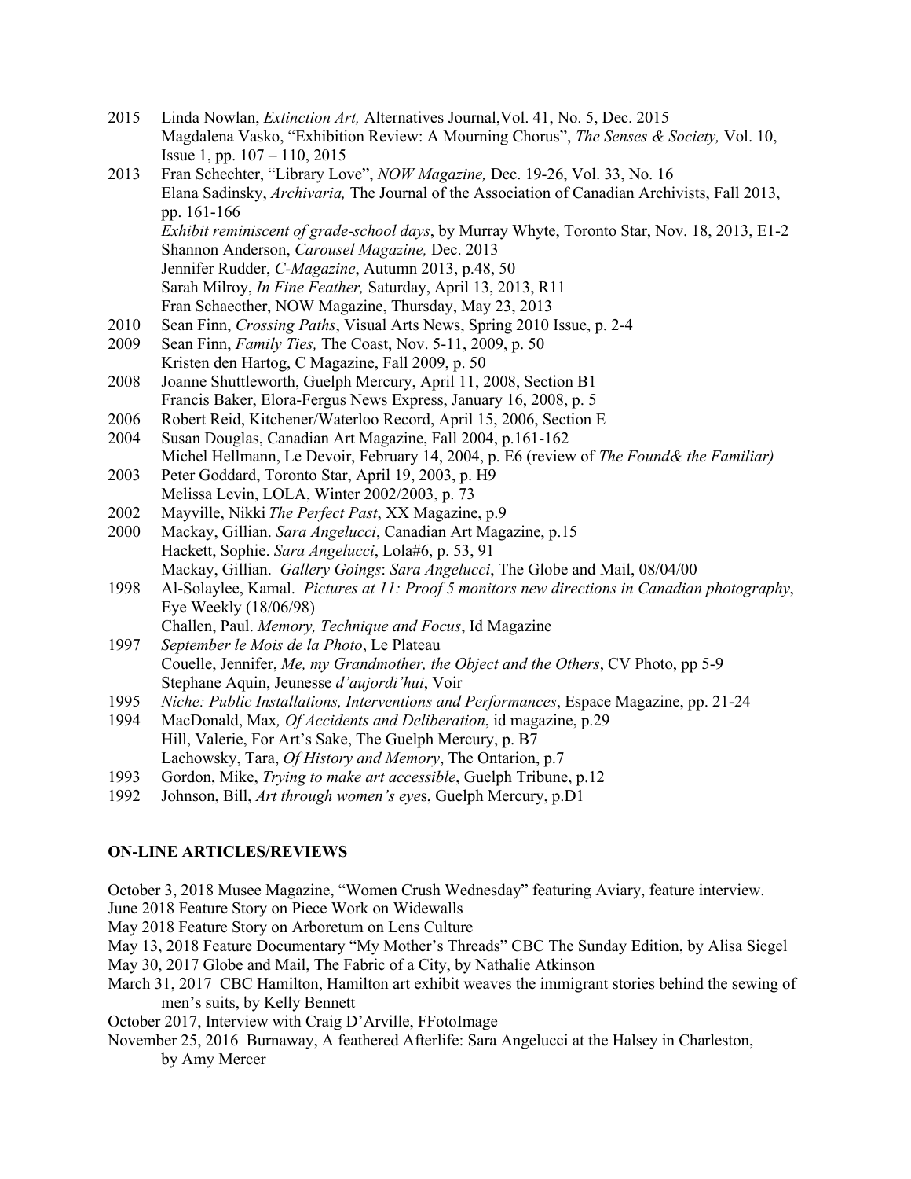2015 Linda Nowlan, *Extinction Art,* Alternatives Journal,Vol. 41, No. 5, Dec. 2015
Magdalena Vasko, "Exhibition Review: A Mourning Chorus", *The Senses & Society,* Vol. 10, Issue 1, pp. 107 – 110, 2015

2013 Fran Schechter, "Library Love", *NOW Magazine,* Dec. 19-26, Vol. 33, No. 16
Elana Sadinsky, *Archivaria,* The Journal of the Association of Canadian Archivists, Fall 2013, pp. 161-166
*Exhibit reminiscent of grade-school days*, by Murray Whyte, Toronto Star, Nov. 18, 2013, E1-2
Shannon Anderson, *Carousel Magazine,* Dec. 2013
Jennifer Rudder, *C-Magazine*, Autumn 2013, p.48, 50
Sarah Milroy, *In Fine Feather,* Saturday, April 13, 2013, R11
Fran Schaecther, NOW Magazine, Thursday, May 23, 2013

2010 Sean Finn, *Crossing Paths*, Visual Arts News, Spring 2010 Issue, p. 2-4

2009 Sean Finn, *Family Ties,* The Coast, Nov. 5-11, 2009, p. 50
Kristen den Hartog, C Magazine, Fall 2009, p. 50

2008 Joanne Shuttleworth, Guelph Mercury, April 11, 2008, Section B1
Francis Baker, Elora-Fergus News Express, January 16, 2008, p. 5

2006 Robert Reid, Kitchener/Waterloo Record, April 15, 2006, Section E

2004 Susan Douglas, Canadian Art Magazine, Fall 2004, p.161-162
Michel Hellmann, Le Devoir, February 14, 2004, p. E6 (review of *The Found& the Familiar)*

2003 Peter Goddard, Toronto Star, April 19, 2003, p. H9
Melissa Levin, LOLA, Winter 2002/2003, p. 73

2002 Mayville, Nikki *The Perfect Past*, XX Magazine, p.9

2000 Mackay, Gillian. *Sara Angelucci*, Canadian Art Magazine, p.15
Hackett, Sophie. *Sara Angelucci*, Lola#6, p. 53, 91
Mackay, Gillian. *Gallery Goings*: *Sara Angelucci*, The Globe and Mail, 08/04/00

1998 Al-Solaylee, Kamal. *Pictures at 11: Proof 5 monitors new directions in Canadian photography*, Eye Weekly (18/06/98)
Challen, Paul. *Memory, Technique and Focus*, Id Magazine

1997 *September le Mois de la Photo*, Le Plateau
Couelle, Jennifer, *Me, my Grandmother, the Object and the Others*, CV Photo, pp 5-9
Stephane Aquin, Jeunesse *d'aujordi'hui*, Voir

1995 *Niche: Public Installations, Interventions and Performances*, Espace Magazine, pp. 21-24

1994 MacDonald, Max*, Of Accidents and Deliberation*, id magazine, p.29
Hill, Valerie, For Art's Sake, The Guelph Mercury, p. B7
Lachowsky, Tara, *Of History and Memory*, The Ontarion, p.7

1993 Gordon, Mike, *Trying to make art accessible*, Guelph Tribune, p.12

1992 Johnson, Bill, *Art through women's eye*s, Guelph Mercury, p.D1

**ON-LINE ARTICLES/REVIEWS**

October 3, 2018 Musee Magazine, "Women Crush Wednesday" featuring Aviary, feature interview.
June 2018 Feature Story on Piece Work on Widewalls
May 2018 Feature Story on Arboretum on Lens Culture
May 13, 2018 Feature Documentary "My Mother's Threads" CBC The Sunday Edition, by Alisa Siegel
May 30, 2017 Globe and Mail, The Fabric of a City, by Nathalie Atkinson
March 31, 2017 CBC Hamilton, Hamilton art exhibit weaves the immigrant stories behind the sewing of men's suits, by Kelly Bennett
October 2017, Interview with Craig D'Arville, FFotoImage
November 25, 2016 Burnaway, A feathered Afterlife: Sara Angelucci at the Halsey in Charleston, by Amy Mercer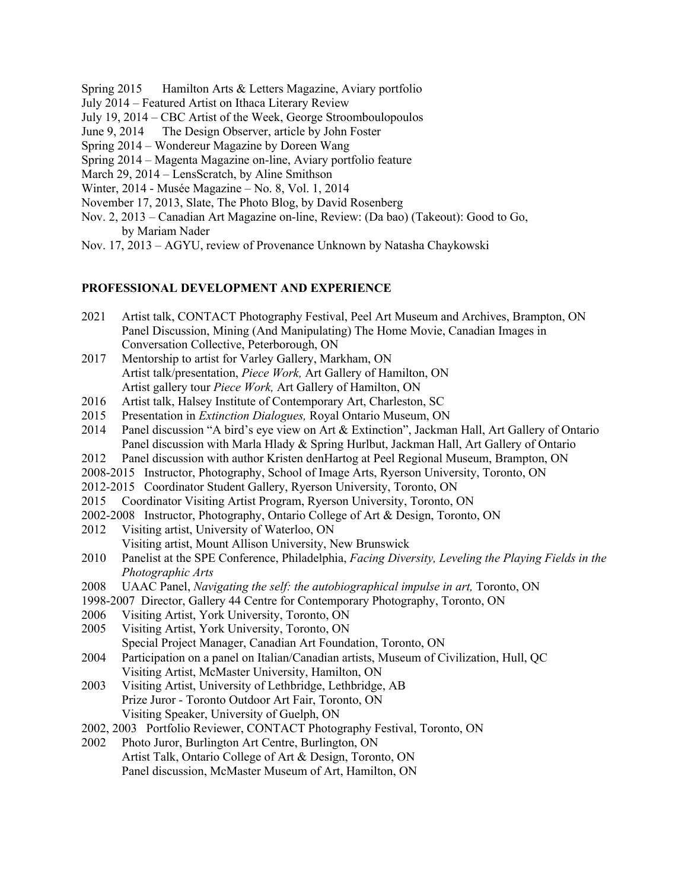Spring 2015  Hamilton Arts & Letters Magazine, Aviary portfolio
July 2014 – Featured Artist on Ithaca Literary Review
July 19, 2014 – CBC Artist of the Week, George Stroomboulopoulos
June 9, 2014  The Design Observer, article by John Foster
Spring 2014 – Wondereur Magazine by Doreen Wang
Spring 2014 – Magenta Magazine on-line, Aviary portfolio feature
March 29, 2014 – LensScratch, by Aline Smithson
Winter, 2014 - Musée Magazine – No. 8, Vol. 1, 2014
November 17, 2013, Slate, The Photo Blog, by David Rosenberg
Nov. 2, 2013 – Canadian Art Magazine on-line, Review: (Da bao) (Takeout): Good to Go, by Mariam Nader
Nov. 17, 2013 – AGYU, review of Provenance Unknown by Natasha Chaykowski

**PROFESSIONAL DEVELOPMENT AND EXPERIENCE**

2021 Artist talk, CONTACT Photography Festival, Peel Art Museum and Archives, Brampton, ON
Panel Discussion, Mining (And Manipulating) The Home Movie, Canadian Images in Conversation Collective, Peterborough, ON
2017 Mentorship to artist for Varley Gallery, Markham, ON
Artist talk/presentation, *Piece Work,* Art Gallery of Hamilton, ON
Artist gallery tour *Piece Work,* Art Gallery of Hamilton, ON
2016 Artist talk, Halsey Institute of Contemporary Art, Charleston, SC
2015 Presentation in *Extinction Dialogues,* Royal Ontario Museum, ON
2014 Panel discussion "A bird's eye view on Art & Extinction", Jackman Hall, Art Gallery of Ontario
Panel discussion with Marla Hlady & Spring Hurlbut, Jackman Hall, Art Gallery of Ontario
2012 Panel discussion with author Kristen denHartog at Peel Regional Museum, Brampton, ON
2008-2015 Instructor, Photography, School of Image Arts, Ryerson University, Toronto, ON
2012-2015 Coordinator Student Gallery, Ryerson University, Toronto, ON
2015 Coordinator Visiting Artist Program, Ryerson University, Toronto, ON
2002-2008 Instructor, Photography, Ontario College of Art & Design, Toronto, ON
2012 Visiting artist, University of Waterloo, ON
Visiting artist, Mount Allison University, New Brunswick
2010 Panelist at the SPE Conference, Philadelphia, *Facing Diversity, Leveling the Playing Fields in the Photographic Arts*
2008 UAAC Panel, *Navigating the self: the autobiographical impulse in art,* Toronto, ON
1998-2007 Director, Gallery 44 Centre for Contemporary Photography, Toronto, ON
2006 Visiting Artist, York University, Toronto, ON
2005 Visiting Artist, York University, Toronto, ON
Special Project Manager, Canadian Art Foundation, Toronto, ON
2004 Participation on a panel on Italian/Canadian artists, Museum of Civilization, Hull, QC
Visiting Artist, McMaster University, Hamilton, ON
2003 Visiting Artist, University of Lethbridge, Lethbridge, AB
Prize Juror - Toronto Outdoor Art Fair, Toronto, ON
Visiting Speaker, University of Guelph, ON
2002, 2003 Portfolio Reviewer, CONTACT Photography Festival, Toronto, ON
2002 Photo Juror, Burlington Art Centre, Burlington, ON
Artist Talk, Ontario College of Art & Design, Toronto, ON
Panel discussion, McMaster Museum of Art, Hamilton, ON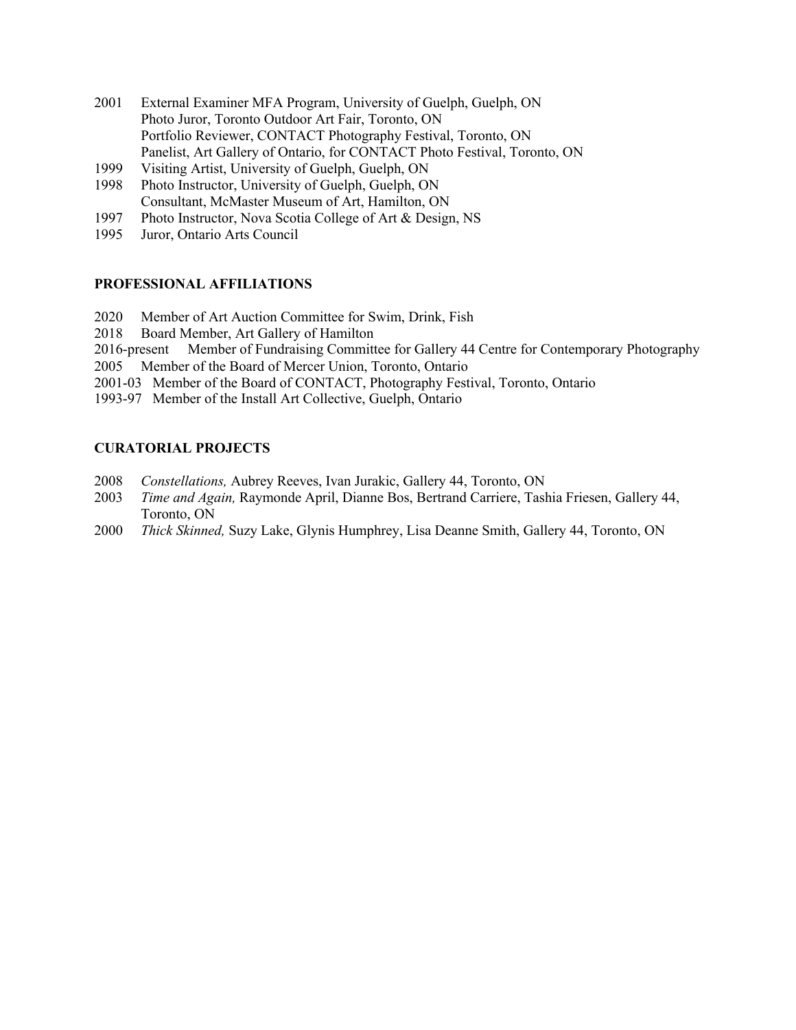2001 External Examiner MFA Program, University of Guelph, Guelph, ON
Photo Juror, Toronto Outdoor Art Fair, Toronto, ON
Portfolio Reviewer, CONTACT Photography Festival, Toronto, ON
Panelist, Art Gallery of Ontario, for CONTACT Photo Festival, Toronto, ON
1999 Visiting Artist, University of Guelph, Guelph, ON
1998 Photo Instructor, University of Guelph, Guelph, ON
Consultant, McMaster Museum of Art, Hamilton, ON
1997 Photo Instructor, Nova Scotia College of Art & Design, NS
1995 Juror, Ontario Arts Council

**PROFESSIONAL AFFILIATIONS**

2020 Member of Art Auction Committee for Swim, Drink, Fish
2018 Board Member, Art Gallery of Hamilton
2016-present Member of Fundraising Committee for Gallery 44 Centre for Contemporary Photography
2005 Member of the Board of Mercer Union, Toronto, Ontario
2001-03 Member of the Board of CONTACT, Photography Festival, Toronto, Ontario
1993-97 Member of the Install Art Collective, Guelph, Ontario

**CURATORIAL PROJECTS**

2008 *Constellations,* Aubrey Reeves, Ivan Jurakic, Gallery 44, Toronto, ON
2003 *Time and Again,* Raymonde April, Dianne Bos, Bertrand Carriere, Tashia Friesen, Gallery 44, Toronto, ON
2000 *Thick Skinned,* Suzy Lake, Glynis Humphrey, Lisa Deanne Smith, Gallery 44, Toronto, ON